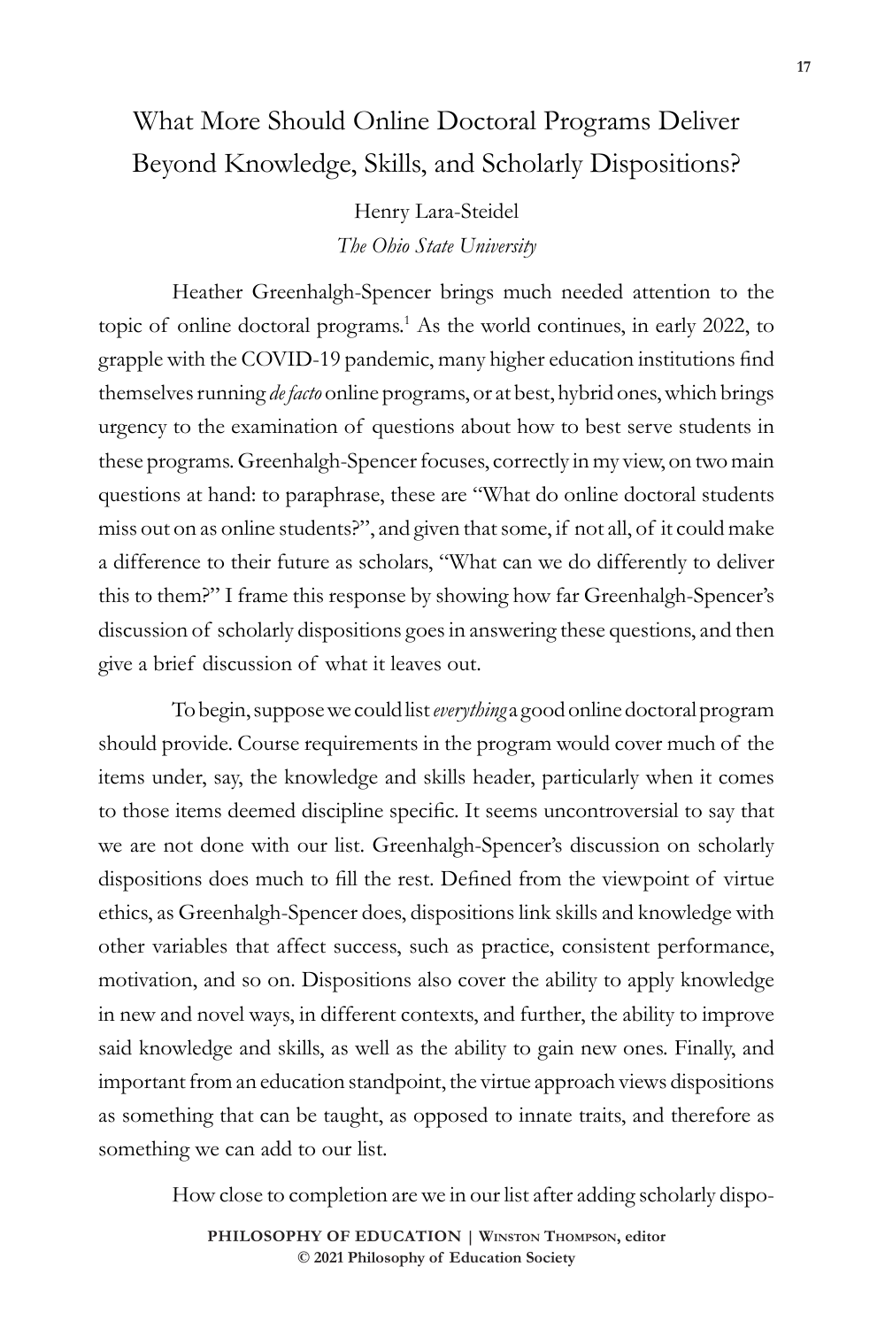# What More Should Online Doctoral Programs Deliver Beyond Knowledge, Skills, and Scholarly Dispositions?

Henry Lara-Steidel
*The Ohio State University*

Heather Greenhalgh-Spencer brings much needed attention to the topic of online doctoral programs.[1] As the world continues, in early 2022, to grapple with the COVID-19 pandemic, many higher education institutions find themselves running *de facto* online programs, or at best, hybrid ones, which brings urgency to the examination of questions about how to best serve students in these programs. Greenhalgh-Spencer focuses, correctly in my view, on two main questions at hand: to paraphrase, these are "What do online doctoral students miss out on as online students?", and given that some, if not all, of it could make a difference to their future as scholars, "What can we do differently to deliver this to them?" I frame this response by showing how far Greenhalgh-Spencer's discussion of scholarly dispositions goes in answering these questions, and then give a brief discussion of what it leaves out.

To begin, suppose we could list *everything* a good online doctoral program should provide. Course requirements in the program would cover much of the items under, say, the knowledge and skills header, particularly when it comes to those items deemed discipline specific. It seems uncontroversial to say that we are not done with our list. Greenhalgh-Spencer's discussion on scholarly dispositions does much to fill the rest. Defined from the viewpoint of virtue ethics, as Greenhalgh-Spencer does, dispositions link skills and knowledge with other variables that affect success, such as practice, consistent performance, motivation, and so on. Dispositions also cover the ability to apply knowledge in new and novel ways, in different contexts, and further, the ability to improve said knowledge and skills, as well as the ability to gain new ones. Finally, and important from an education standpoint, the virtue approach views dispositions as something that can be taught, as opposed to innate traits, and therefore as something we can add to our list.

How close to completion are we in our list after adding scholarly dispo-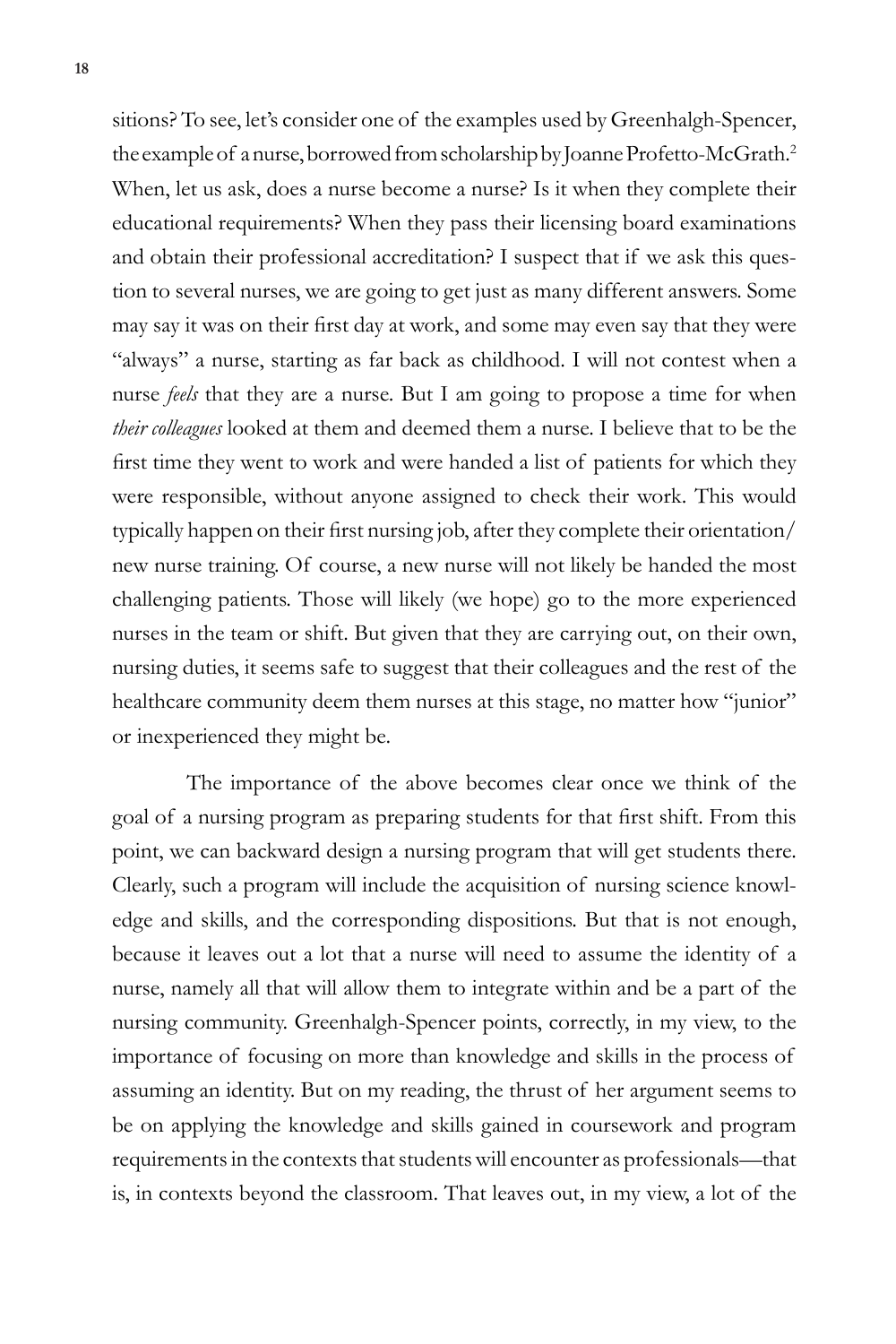sitions? To see, let's consider one of the examples used by Greenhalgh-Spencer, the example of a nurse, borrowed from scholarship by Joanne Profetto-McGrath.[2] When, let us ask, does a nurse become a nurse? Is it when they complete their educational requirements? When they pass their licensing board examinations and obtain their professional accreditation? I suspect that if we ask this question to several nurses, we are going to get just as many different answers. Some may say it was on their first day at work, and some may even say that they were "always" a nurse, starting as far back as childhood. I will not contest when a nurse *feels* that they are a nurse. But I am going to propose a time for when *their colleagues* looked at them and deemed them a nurse. I believe that to be the first time they went to work and were handed a list of patients for which they were responsible, without anyone assigned to check their work. This would typically happen on their first nursing job, after they complete their orientation/new nurse training. Of course, a new nurse will not likely be handed the most challenging patients. Those will likely (we hope) go to the more experienced nurses in the team or shift. But given that they are carrying out, on their own, nursing duties, it seems safe to suggest that their colleagues and the rest of the healthcare community deem them nurses at this stage, no matter how "junior" or inexperienced they might be.

The importance of the above becomes clear once we think of the goal of a nursing program as preparing students for that first shift. From this point, we can backward design a nursing program that will get students there. Clearly, such a program will include the acquisition of nursing science knowledge and skills, and the corresponding dispositions. But that is not enough, because it leaves out a lot that a nurse will need to assume the identity of a nurse, namely all that will allow them to integrate within and be a part of the nursing community. Greenhalgh-Spencer points, correctly, in my view, to the importance of focusing on more than knowledge and skills in the process of assuming an identity. But on my reading, the thrust of her argument seems to be on applying the knowledge and skills gained in coursework and program requirements in the contexts that students will encounter as professionals—that is, in contexts beyond the classroom. That leaves out, in my view, a lot of the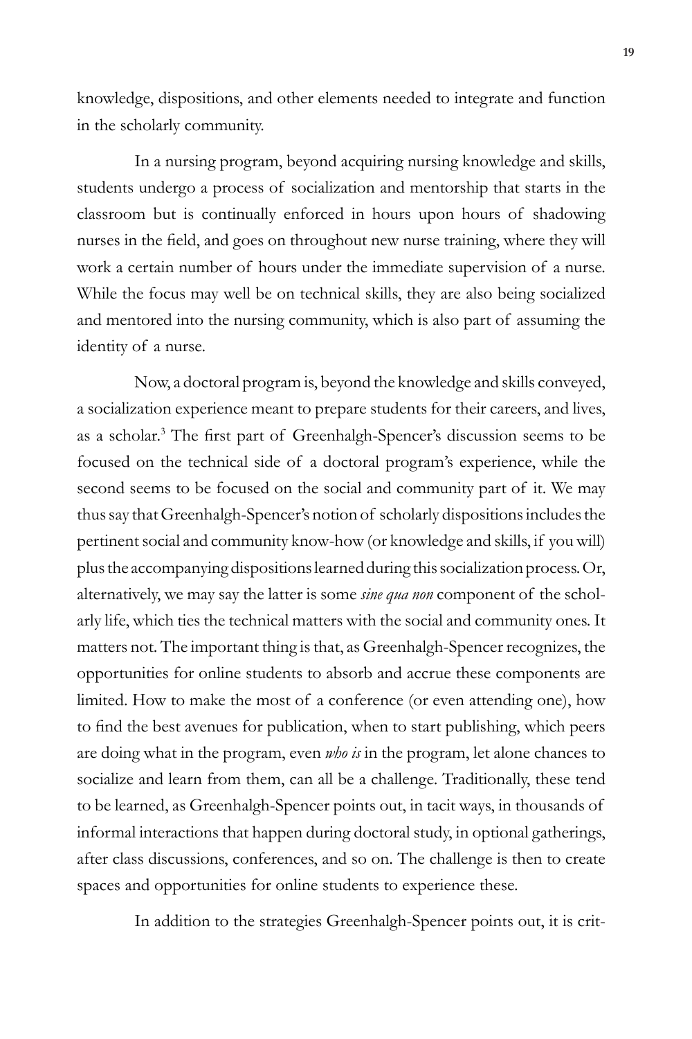knowledge, dispositions, and other elements needed to integrate and function in the scholarly community.

In a nursing program, beyond acquiring nursing knowledge and skills, students undergo a process of socialization and mentorship that starts in the classroom but is continually enforced in hours upon hours of shadowing nurses in the field, and goes on throughout new nurse training, where they will work a certain number of hours under the immediate supervision of a nurse. While the focus may well be on technical skills, they are also being socialized and mentored into the nursing community, which is also part of assuming the identity of a nurse.

Now, a doctoral program is, beyond the knowledge and skills conveyed, a socialization experience meant to prepare students for their careers, and lives, as a scholar.[3] The first part of Greenhalgh-Spencer's discussion seems to be focused on the technical side of a doctoral program's experience, while the second seems to be focused on the social and community part of it. We may thus say that Greenhalgh-Spencer's notion of scholarly dispositions includes the pertinent social and community know-how (or knowledge and skills, if you will) plus the accompanying dispositions learned during this socialization process. Or, alternatively, we may say the latter is some *sine qua non* component of the scholarly life, which ties the technical matters with the social and community ones. It matters not. The important thing is that, as Greenhalgh-Spencer recognizes, the opportunities for online students to absorb and accrue these components are limited. How to make the most of a conference (or even attending one), how to find the best avenues for publication, when to start publishing, which peers are doing what in the program, even *who is* in the program, let alone chances to socialize and learn from them, can all be a challenge. Traditionally, these tend to be learned, as Greenhalgh-Spencer points out, in tacit ways, in thousands of informal interactions that happen during doctoral study, in optional gatherings, after class discussions, conferences, and so on. The challenge is then to create spaces and opportunities for online students to experience these.

In addition to the strategies Greenhalgh-Spencer points out, it is crit-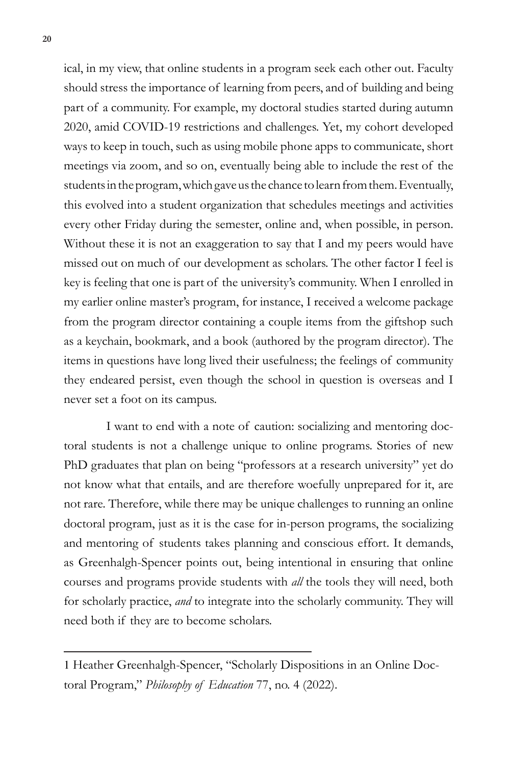ical, in my view, that online students in a program seek each other out. Faculty should stress the importance of learning from peers, and of building and being part of a community. For example, my doctoral studies started during autumn 2020, amid COVID-19 restrictions and challenges. Yet, my cohort developed ways to keep in touch, such as using mobile phone apps to communicate, short meetings via zoom, and so on, eventually being able to include the rest of the students in the program, which gave us the chance to learn from them. Eventually, this evolved into a student organization that schedules meetings and activities every other Friday during the semester, online and, when possible, in person. Without these it is not an exaggeration to say that I and my peers would have missed out on much of our development as scholars. The other factor I feel is key is feeling that one is part of the university's community. When I enrolled in my earlier online master's program, for instance, I received a welcome package from the program director containing a couple items from the giftshop such as a keychain, bookmark, and a book (authored by the program director). The items in questions have long lived their usefulness; the feelings of community they endeared persist, even though the school in question is overseas and I never set a foot on its campus.

I want to end with a note of caution: socializing and mentoring doctoral students is not a challenge unique to online programs. Stories of new PhD graduates that plan on being "professors at a research university" yet do not know what that entails, and are therefore woefully unprepared for it, are not rare. Therefore, while there may be unique challenges to running an online doctoral program, just as it is the case for in-person programs, the socializing and mentoring of students takes planning and conscious effort. It demands, as Greenhalgh-Spencer points out, being intentional in ensuring that online courses and programs provide students with *all* the tools they will need, both for scholarly practice, *and* to integrate into the scholarly community. They will need both if they are to become scholars.

---

1 Heather Greenhalgh-Spencer, "Scholarly Dispositions in an Online Doctoral Program," *Philosophy of Education* 77, no. 4 (2022).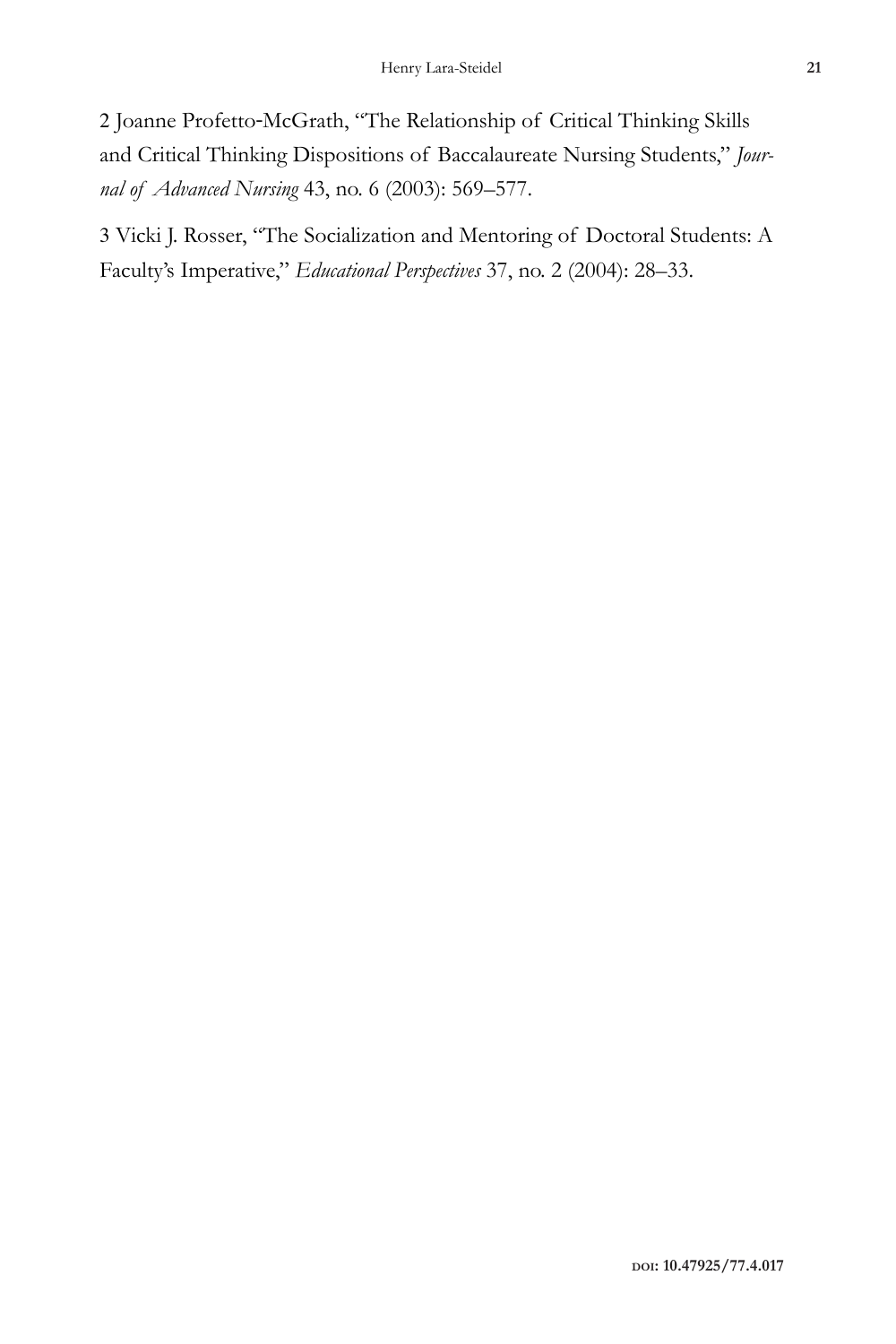2 Joanne Profetto-McGrath, "The Relationship of Critical Thinking Skills and Critical Thinking Dispositions of Baccalaureate Nursing Students," *Journal of Advanced Nursing* 43, no. 6 (2003): 569–577.

3 Vicki J. Rosser, "The Socialization and Mentoring of Doctoral Students: A Faculty's Imperative," *Educational Perspectives* 37, no. 2 (2004): 28–33.